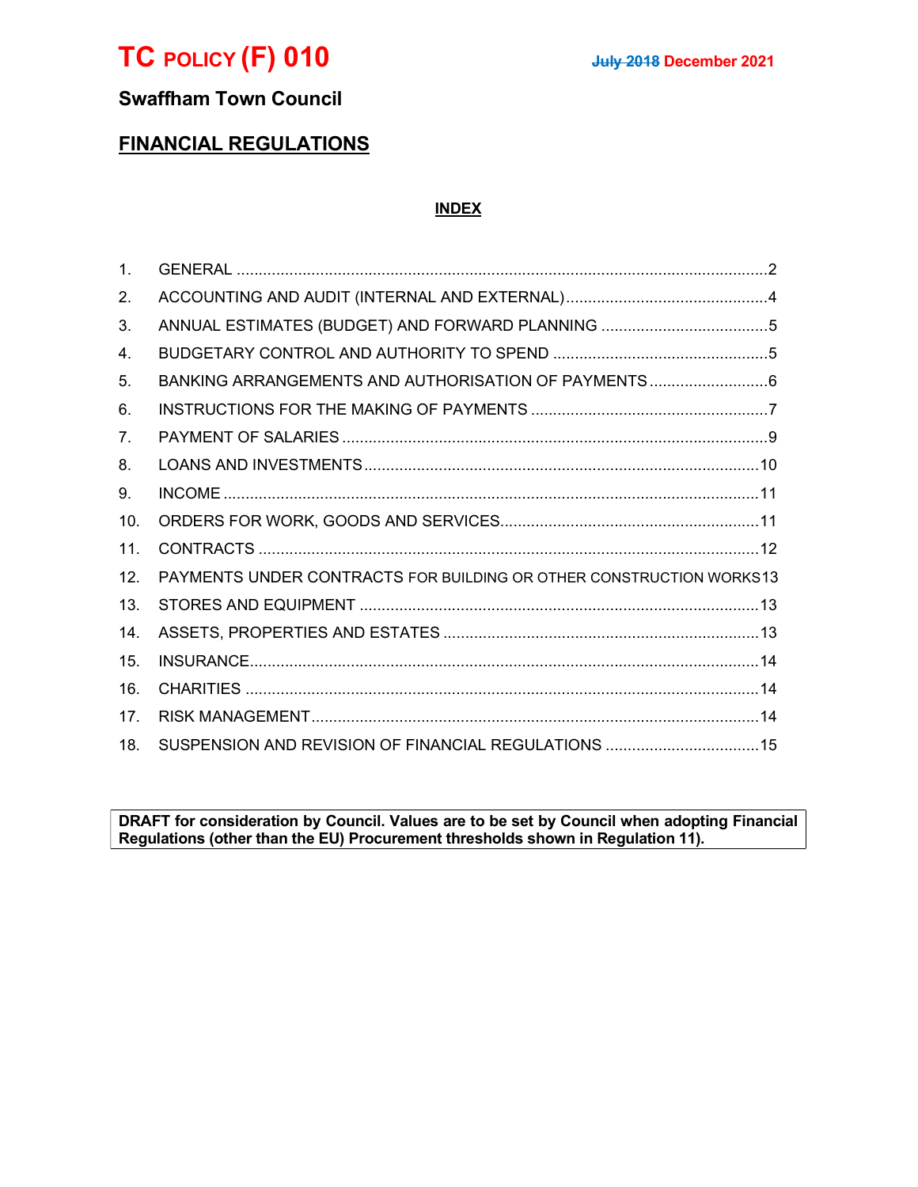# TC POLICY (F) 010

~~July 2018~~ December 2021

## Swaffham Town Council

## FINANCIAL REGULATIONS

### INDEX

1. GENERAL ........ 2
2. ACCOUNTING AND AUDIT (INTERNAL AND EXTERNAL) ........ 4
3. ANNUAL ESTIMATES (BUDGET) AND FORWARD PLANNING ........ 5
4. BUDGETARY CONTROL AND AUTHORITY TO SPEND ........ 5
5. BANKING ARRANGEMENTS AND AUTHORISATION OF PAYMENTS ........ 6
6. INSTRUCTIONS FOR THE MAKING OF PAYMENTS ........ 7
7. PAYMENT OF SALARIES ........ 9
8. LOANS AND INVESTMENTS ........ 10
9. INCOME ........ 11
10. ORDERS FOR WORK, GOODS AND SERVICES ........ 11
11. CONTRACTS ........ 12
12. PAYMENTS UNDER CONTRACTS FOR BUILDING OR OTHER CONSTRUCTION WORKS 13
13. STORES AND EQUIPMENT ........ 13
14. ASSETS, PROPERTIES AND ESTATES ........ 13
15. INSURANCE ........ 14
16. CHARITIES ........ 14
17. RISK MANAGEMENT ........ 14
18. SUSPENSION AND REVISION OF FINANCIAL REGULATIONS ........ 15

**DRAFT for consideration by Council. Values are to be set by Council when adopting Financial Regulations (other than the EU) Procurement thresholds shown in Regulation 11).**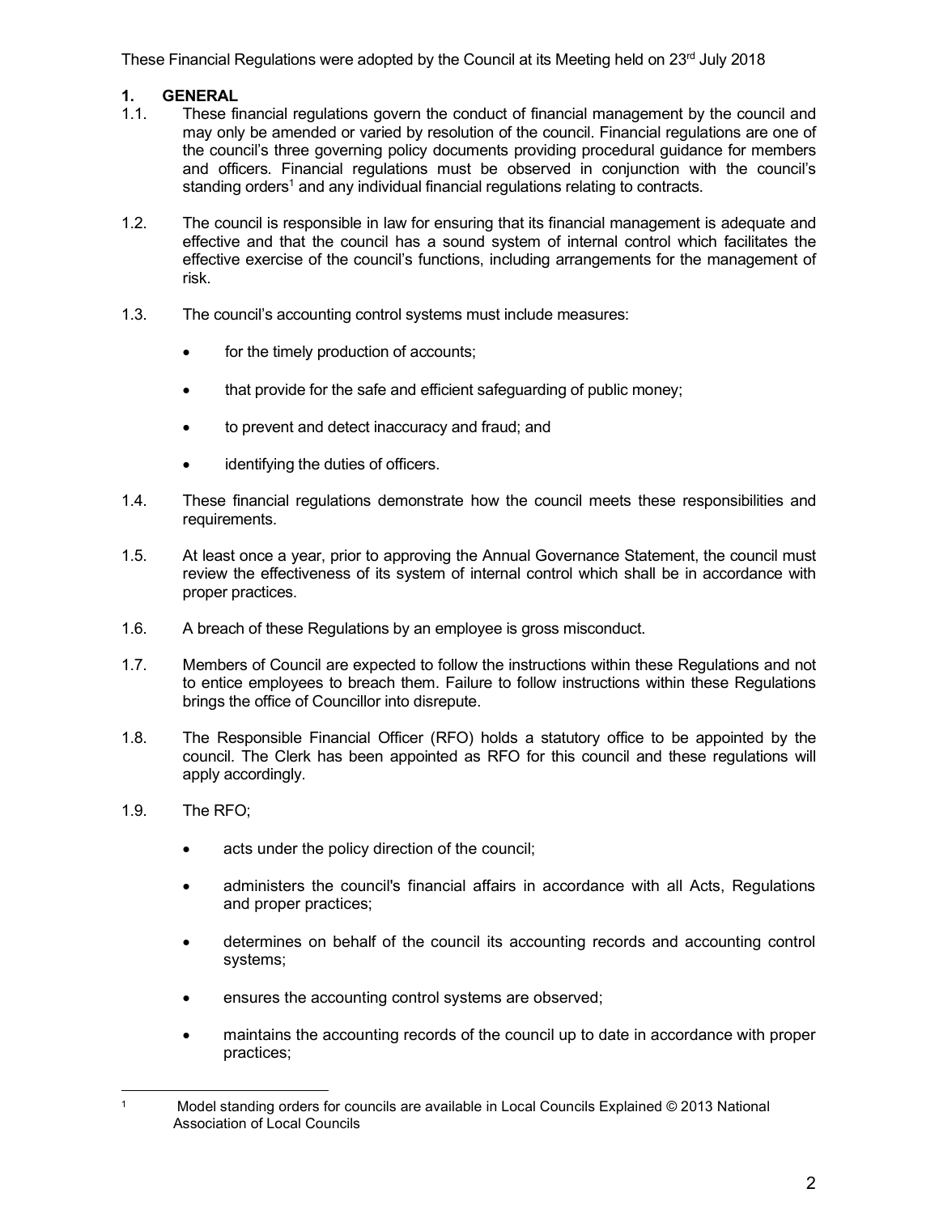These Financial Regulations were adopted by the Council at its Meeting held on 23rd July 2018

## 1. GENERAL

1.1. These financial regulations govern the conduct of financial management by the council and may only be amended or varied by resolution of the council. Financial regulations are one of the council's three governing policy documents providing procedural guidance for members and officers. Financial regulations must be observed in conjunction with the council's standing orders[1] and any individual financial regulations relating to contracts.

1.2. The council is responsible in law for ensuring that its financial management is adequate and effective and that the council has a sound system of internal control which facilitates the effective exercise of the council's functions, including arrangements for the management of risk.

1.3. The council's accounting control systems must include measures:

- for the timely production of accounts;
- that provide for the safe and efficient safeguarding of public money;
- to prevent and detect inaccuracy and fraud; and
- identifying the duties of officers.

1.4. These financial regulations demonstrate how the council meets these responsibilities and requirements.

1.5. At least once a year, prior to approving the Annual Governance Statement, the council must review the effectiveness of its system of internal control which shall be in accordance with proper practices.

1.6. A breach of these Regulations by an employee is gross misconduct.

1.7. Members of Council are expected to follow the instructions within these Regulations and not to entice employees to breach them. Failure to follow instructions within these Regulations brings the office of Councillor into disrepute.

1.8. The Responsible Financial Officer (RFO) holds a statutory office to be appointed by the council. The Clerk has been appointed as RFO for this council and these regulations will apply accordingly.

1.9. The RFO;

- acts under the policy direction of the council;
- administers the council's financial affairs in accordance with all Acts, Regulations and proper practices;
- determines on behalf of the council its accounting records and accounting control systems;
- ensures the accounting control systems are observed;
- maintains the accounting records of the council up to date in accordance with proper practices;

---

[1] Model standing orders for councils are available in Local Councils Explained © 2013 National Association of Local Councils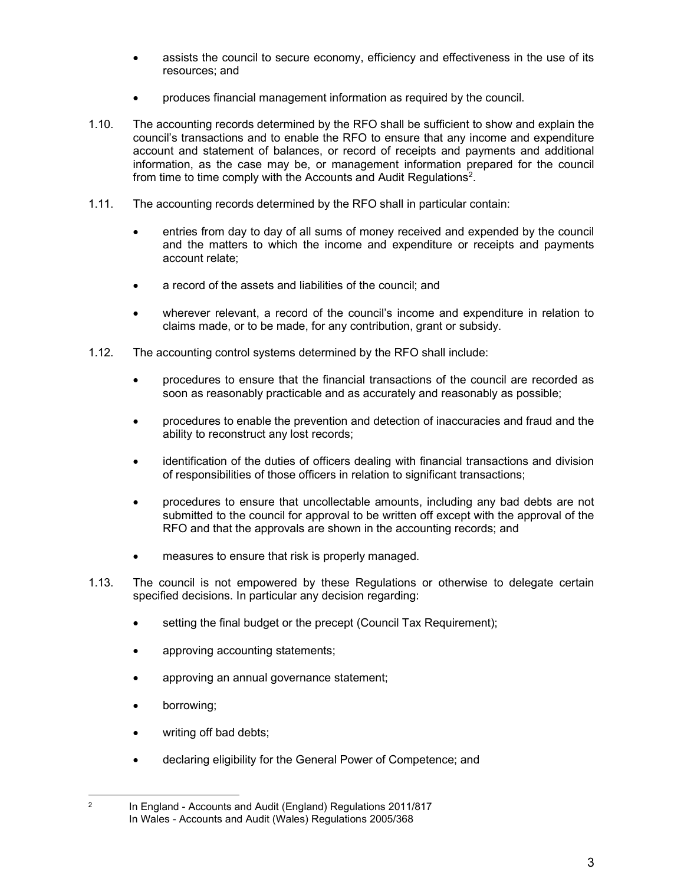- assists the council to secure economy, efficiency and effectiveness in the use of its resources; and
- produces financial management information as required by the council.

1.10. The accounting records determined by the RFO shall be sufficient to show and explain the council's transactions and to enable the RFO to ensure that any income and expenditure account and statement of balances, or record of receipts and payments and additional information, as the case may be, or management information prepared for the council from time to time comply with the Accounts and Audit Regulations[2].

1.11. The accounting records determined by the RFO shall in particular contain:

- entries from day to day of all sums of money received and expended by the council and the matters to which the income and expenditure or receipts and payments account relate;
- a record of the assets and liabilities of the council; and
- wherever relevant, a record of the council's income and expenditure in relation to claims made, or to be made, for any contribution, grant or subsidy.

1.12. The accounting control systems determined by the RFO shall include:

- procedures to ensure that the financial transactions of the council are recorded as soon as reasonably practicable and as accurately and reasonably as possible;
- procedures to enable the prevention and detection of inaccuracies and fraud and the ability to reconstruct any lost records;
- identification of the duties of officers dealing with financial transactions and division of responsibilities of those officers in relation to significant transactions;
- procedures to ensure that uncollectable amounts, including any bad debts are not submitted to the council for approval to be written off except with the approval of the RFO and that the approvals are shown in the accounting records; and
- measures to ensure that risk is properly managed.

1.13. The council is not empowered by these Regulations or otherwise to delegate certain specified decisions. In particular any decision regarding:

- setting the final budget or the precept (Council Tax Requirement);
- approving accounting statements;
- approving an annual governance statement;
- borrowing;
- writing off bad debts;
- declaring eligibility for the General Power of Competence; and

---

[2] In England - Accounts and Audit (England) Regulations 2011/817
In Wales - Accounts and Audit (Wales) Regulations 2005/368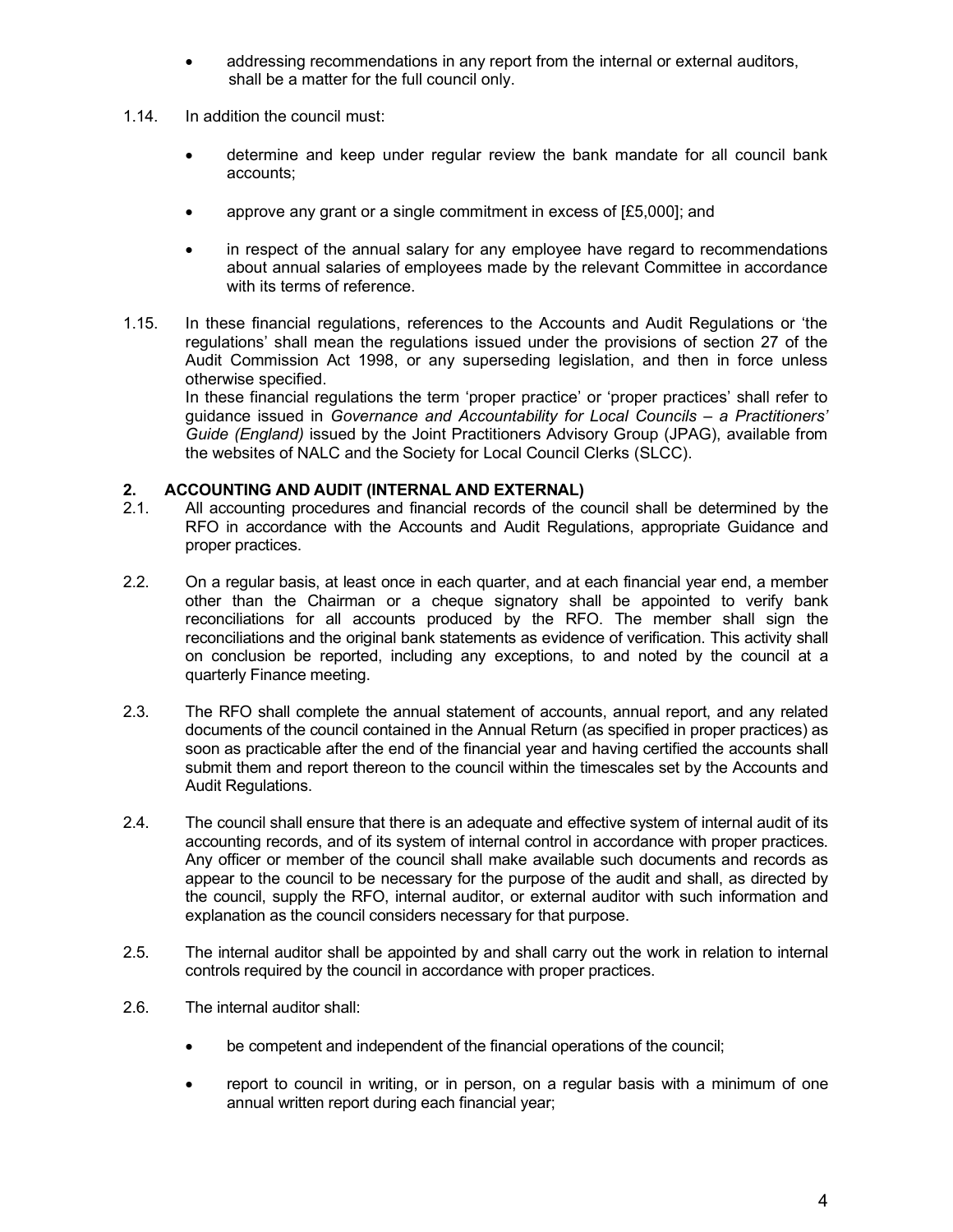- addressing recommendations in any report from the internal or external auditors, shall be a matter for the full council only.

1.14. In addition the council must:

- determine and keep under regular review the bank mandate for all council bank accounts;
- approve any grant or a single commitment in excess of [£5,000]; and
- in respect of the annual salary for any employee have regard to recommendations about annual salaries of employees made by the relevant Committee in accordance with its terms of reference.

1.15. In these financial regulations, references to the Accounts and Audit Regulations or 'the regulations' shall mean the regulations issued under the provisions of section 27 of the Audit Commission Act 1998, or any superseding legislation, and then in force unless otherwise specified.
In these financial regulations the term 'proper practice' or 'proper practices' shall refer to guidance issued in *Governance and Accountability for Local Councils – a Practitioners' Guide (England)* issued by the Joint Practitioners Advisory Group (JPAG), available from the websites of NALC and the Society for Local Council Clerks (SLCC).

## 2. ACCOUNTING AND AUDIT (INTERNAL AND EXTERNAL)

2.1. All accounting procedures and financial records of the council shall be determined by the RFO in accordance with the Accounts and Audit Regulations, appropriate Guidance and proper practices.

2.2. On a regular basis, at least once in each quarter, and at each financial year end, a member other than the Chairman or a cheque signatory shall be appointed to verify bank reconciliations for all accounts produced by the RFO. The member shall sign the reconciliations and the original bank statements as evidence of verification. This activity shall on conclusion be reported, including any exceptions, to and noted by the council at a quarterly Finance meeting.

2.3. The RFO shall complete the annual statement of accounts, annual report, and any related documents of the council contained in the Annual Return (as specified in proper practices) as soon as practicable after the end of the financial year and having certified the accounts shall submit them and report thereon to the council within the timescales set by the Accounts and Audit Regulations.

2.4. The council shall ensure that there is an adequate and effective system of internal audit of its accounting records, and of its system of internal control in accordance with proper practices. Any officer or member of the council shall make available such documents and records as appear to the council to be necessary for the purpose of the audit and shall, as directed by the council, supply the RFO, internal auditor, or external auditor with such information and explanation as the council considers necessary for that purpose.

2.5. The internal auditor shall be appointed by and shall carry out the work in relation to internal controls required by the council in accordance with proper practices.

2.6. The internal auditor shall:

- be competent and independent of the financial operations of the council;
- report to council in writing, or in person, on a regular basis with a minimum of one annual written report during each financial year;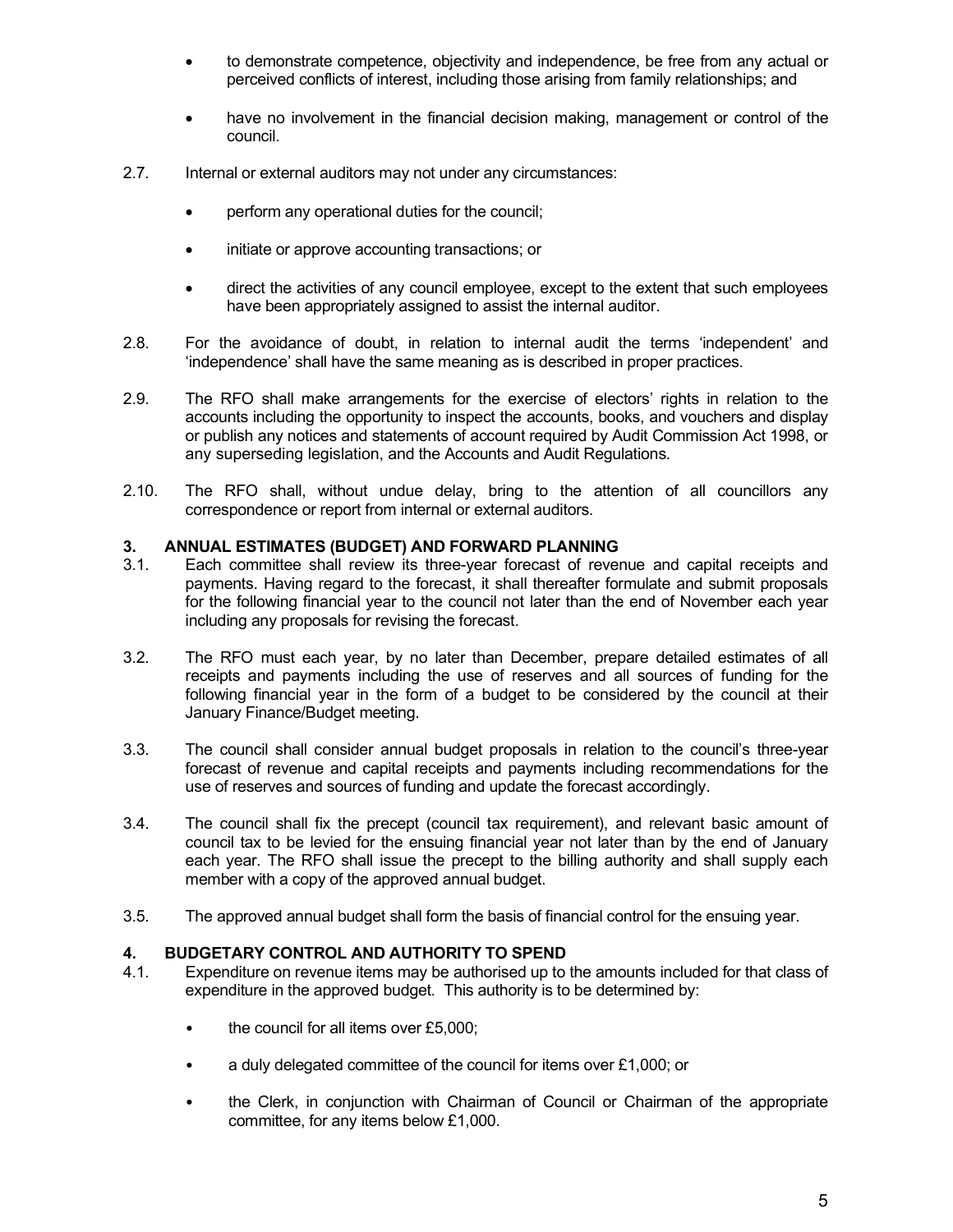- to demonstrate competence, objectivity and independence, be free from any actual or perceived conflicts of interest, including those arising from family relationships; and
- have no involvement in the financial decision making, management or control of the council.

2.7. Internal or external auditors may not under any circumstances:

- perform any operational duties for the council;
- initiate or approve accounting transactions; or
- direct the activities of any council employee, except to the extent that such employees have been appropriately assigned to assist the internal auditor.

2.8. For the avoidance of doubt, in relation to internal audit the terms 'independent' and 'independence' shall have the same meaning as is described in proper practices.

2.9. The RFO shall make arrangements for the exercise of electors' rights in relation to the accounts including the opportunity to inspect the accounts, books, and vouchers and display or publish any notices and statements of account required by Audit Commission Act 1998, or any superseding legislation, and the Accounts and Audit Regulations.

2.10. The RFO shall, without undue delay, bring to the attention of all councillors any correspondence or report from internal or external auditors.

## 3. ANNUAL ESTIMATES (BUDGET) AND FORWARD PLANNING

3.1. Each committee shall review its three-year forecast of revenue and capital receipts and payments. Having regard to the forecast, it shall thereafter formulate and submit proposals for the following financial year to the council not later than the end of November each year including any proposals for revising the forecast.

3.2. The RFO must each year, by no later than December, prepare detailed estimates of all receipts and payments including the use of reserves and all sources of funding for the following financial year in the form of a budget to be considered by the council at their January Finance/Budget meeting.

3.3. The council shall consider annual budget proposals in relation to the council's three-year forecast of revenue and capital receipts and payments including recommendations for the use of reserves and sources of funding and update the forecast accordingly.

3.4. The council shall fix the precept (council tax requirement), and relevant basic amount of council tax to be levied for the ensuing financial year not later than by the end of January each year. The RFO shall issue the precept to the billing authority and shall supply each member with a copy of the approved annual budget.

3.5. The approved annual budget shall form the basis of financial control for the ensuing year.

## 4. BUDGETARY CONTROL AND AUTHORITY TO SPEND

4.1. Expenditure on revenue items may be authorised up to the amounts included for that class of expenditure in the approved budget. This authority is to be determined by:

- the council for all items over £5,000;
- a duly delegated committee of the council for items over £1,000; or
- the Clerk, in conjunction with Chairman of Council or Chairman of the appropriate committee, for any items below £1,000.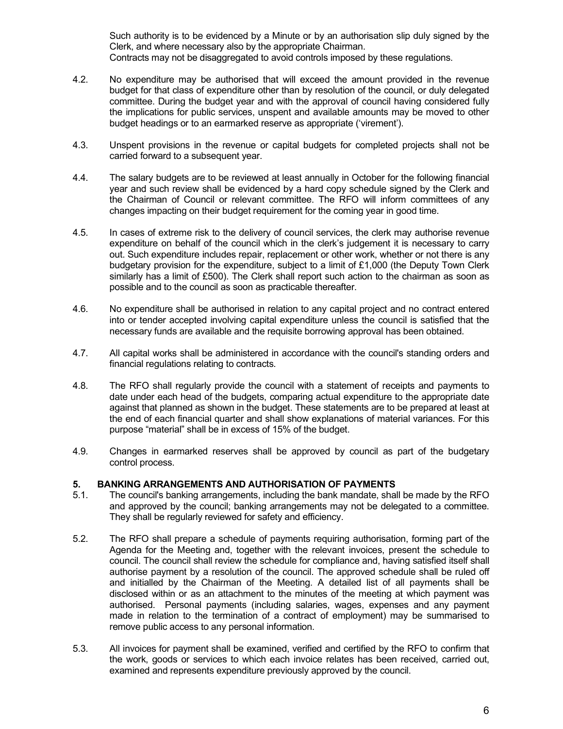Such authority is to be evidenced by a Minute or by an authorisation slip duly signed by the Clerk, and where necessary also by the appropriate Chairman.
Contracts may not be disaggregated to avoid controls imposed by these regulations.

4.2. No expenditure may be authorised that will exceed the amount provided in the revenue budget for that class of expenditure other than by resolution of the council, or duly delegated committee. During the budget year and with the approval of council having considered fully the implications for public services, unspent and available amounts may be moved to other budget headings or to an earmarked reserve as appropriate ('virement').

4.3. Unspent provisions in the revenue or capital budgets for completed projects shall not be carried forward to a subsequent year.

4.4. The salary budgets are to be reviewed at least annually in October for the following financial year and such review shall be evidenced by a hard copy schedule signed by the Clerk and the Chairman of Council or relevant committee. The RFO will inform committees of any changes impacting on their budget requirement for the coming year in good time.

4.5. In cases of extreme risk to the delivery of council services, the clerk may authorise revenue expenditure on behalf of the council which in the clerk's judgement it is necessary to carry out. Such expenditure includes repair, replacement or other work, whether or not there is any budgetary provision for the expenditure, subject to a limit of £1,000 (the Deputy Town Clerk similarly has a limit of £500). The Clerk shall report such action to the chairman as soon as possible and to the council as soon as practicable thereafter.

4.6. No expenditure shall be authorised in relation to any capital project and no contract entered into or tender accepted involving capital expenditure unless the council is satisfied that the necessary funds are available and the requisite borrowing approval has been obtained.

4.7. All capital works shall be administered in accordance with the council's standing orders and financial regulations relating to contracts.

4.8. The RFO shall regularly provide the council with a statement of receipts and payments to date under each head of the budgets, comparing actual expenditure to the appropriate date against that planned as shown in the budget. These statements are to be prepared at least at the end of each financial quarter and shall show explanations of material variances. For this purpose "material" shall be in excess of 15% of the budget.

4.9. Changes in earmarked reserves shall be approved by council as part of the budgetary control process.

## 5. BANKING ARRANGEMENTS AND AUTHORISATION OF PAYMENTS

5.1. The council's banking arrangements, including the bank mandate, shall be made by the RFO and approved by the council; banking arrangements may not be delegated to a committee. They shall be regularly reviewed for safety and efficiency.

5.2. The RFO shall prepare a schedule of payments requiring authorisation, forming part of the Agenda for the Meeting and, together with the relevant invoices, present the schedule to council. The council shall review the schedule for compliance and, having satisfied itself shall authorise payment by a resolution of the council. The approved schedule shall be ruled off and initialled by the Chairman of the Meeting. A detailed list of all payments shall be disclosed within or as an attachment to the minutes of the meeting at which payment was authorised. Personal payments (including salaries, wages, expenses and any payment made in relation to the termination of a contract of employment) may be summarised to remove public access to any personal information.

5.3. All invoices for payment shall be examined, verified and certified by the RFO to confirm that the work, goods or services to which each invoice relates has been received, carried out, examined and represents expenditure previously approved by the council.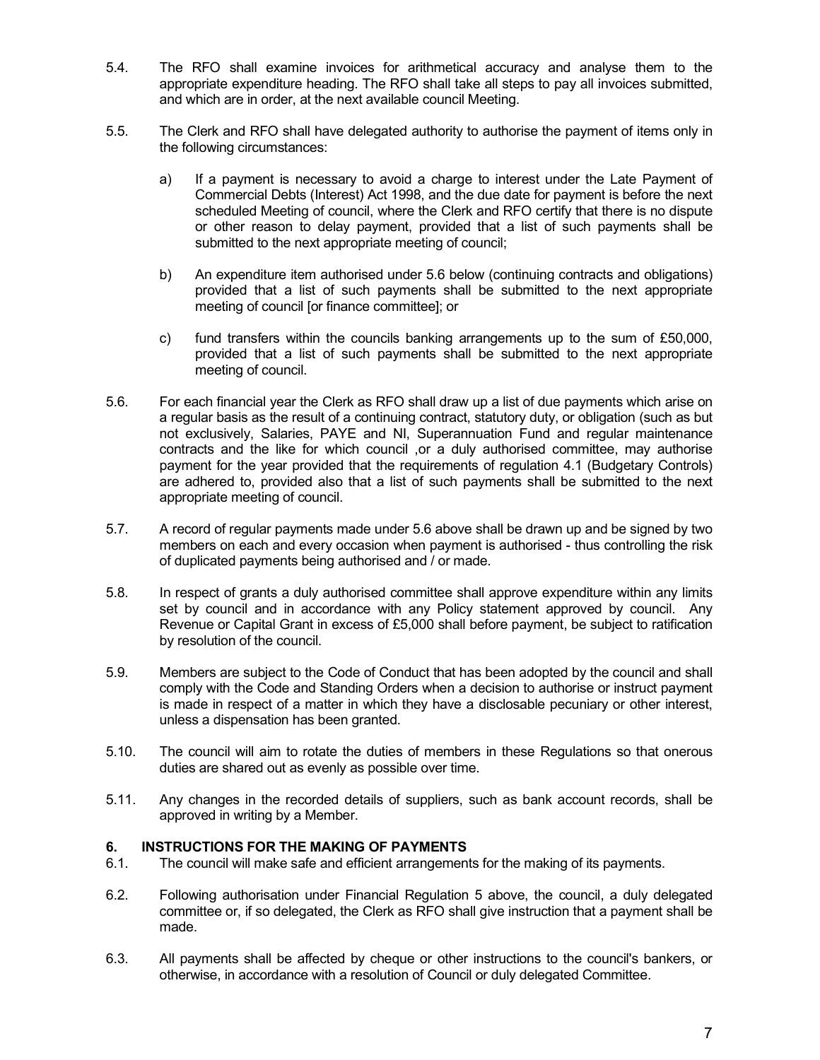5.4. The RFO shall examine invoices for arithmetical accuracy and analyse them to the appropriate expenditure heading. The RFO shall take all steps to pay all invoices submitted, and which are in order, at the next available council Meeting.

5.5. The Clerk and RFO shall have delegated authority to authorise the payment of items only in the following circumstances:

a) If a payment is necessary to avoid a charge to interest under the Late Payment of Commercial Debts (Interest) Act 1998, and the due date for payment is before the next scheduled Meeting of council, where the Clerk and RFO certify that there is no dispute or other reason to delay payment, provided that a list of such payments shall be submitted to the next appropriate meeting of council;

b) An expenditure item authorised under 5.6 below (continuing contracts and obligations) provided that a list of such payments shall be submitted to the next appropriate meeting of council [or finance committee]; or

c) fund transfers within the councils banking arrangements up to the sum of £50,000, provided that a list of such payments shall be submitted to the next appropriate meeting of council.

5.6. For each financial year the Clerk as RFO shall draw up a list of due payments which arise on a regular basis as the result of a continuing contract, statutory duty, or obligation (such as but not exclusively, Salaries, PAYE and NI, Superannuation Fund and regular maintenance contracts and the like for which council ,or a duly authorised committee, may authorise payment for the year provided that the requirements of regulation 4.1 (Budgetary Controls) are adhered to, provided also that a list of such payments shall be submitted to the next appropriate meeting of council.

5.7. A record of regular payments made under 5.6 above shall be drawn up and be signed by two members on each and every occasion when payment is authorised - thus controlling the risk of duplicated payments being authorised and / or made.

5.8. In respect of grants a duly authorised committee shall approve expenditure within any limits set by council and in accordance with any Policy statement approved by council. Any Revenue or Capital Grant in excess of £5,000 shall before payment, be subject to ratification by resolution of the council.

5.9. Members are subject to the Code of Conduct that has been adopted by the council and shall comply with the Code and Standing Orders when a decision to authorise or instruct payment is made in respect of a matter in which they have a disclosable pecuniary or other interest, unless a dispensation has been granted.

5.10. The council will aim to rotate the duties of members in these Regulations so that onerous duties are shared out as evenly as possible over time.

5.11. Any changes in the recorded details of suppliers, such as bank account records, shall be approved in writing by a Member.

## 6. INSTRUCTIONS FOR THE MAKING OF PAYMENTS

6.1. The council will make safe and efficient arrangements for the making of its payments.

6.2. Following authorisation under Financial Regulation 5 above, the council, a duly delegated committee or, if so delegated, the Clerk as RFO shall give instruction that a payment shall be made.

6.3. All payments shall be affected by cheque or other instructions to the council's bankers, or otherwise, in accordance with a resolution of Council or duly delegated Committee.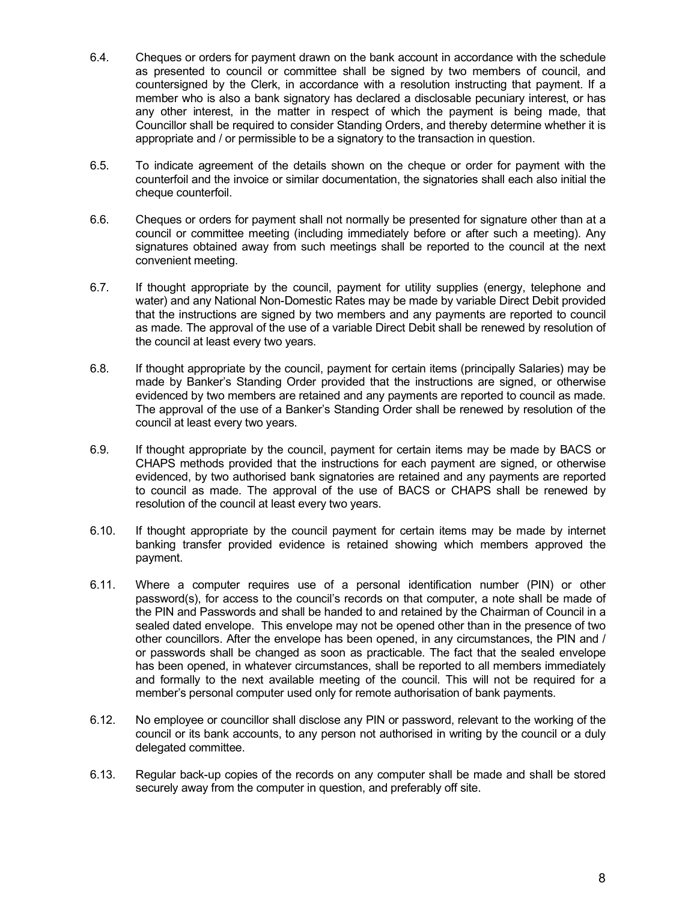6.4. Cheques or orders for payment drawn on the bank account in accordance with the schedule as presented to council or committee shall be signed by two members of council, and countersigned by the Clerk, in accordance with a resolution instructing that payment. If a member who is also a bank signatory has declared a disclosable pecuniary interest, or has any other interest, in the matter in respect of which the payment is being made, that Councillor shall be required to consider Standing Orders, and thereby determine whether it is appropriate and / or permissible to be a signatory to the transaction in question.

6.5. To indicate agreement of the details shown on the cheque or order for payment with the counterfoil and the invoice or similar documentation, the signatories shall each also initial the cheque counterfoil.

6.6. Cheques or orders for payment shall not normally be presented for signature other than at a council or committee meeting (including immediately before or after such a meeting). Any signatures obtained away from such meetings shall be reported to the council at the next convenient meeting.

6.7. If thought appropriate by the council, payment for utility supplies (energy, telephone and water) and any National Non-Domestic Rates may be made by variable Direct Debit provided that the instructions are signed by two members and any payments are reported to council as made. The approval of the use of a variable Direct Debit shall be renewed by resolution of the council at least every two years.

6.8. If thought appropriate by the council, payment for certain items (principally Salaries) may be made by Banker's Standing Order provided that the instructions are signed, or otherwise evidenced by two members are retained and any payments are reported to council as made. The approval of the use of a Banker's Standing Order shall be renewed by resolution of the council at least every two years.

6.9. If thought appropriate by the council, payment for certain items may be made by BACS or CHAPS methods provided that the instructions for each payment are signed, or otherwise evidenced, by two authorised bank signatories are retained and any payments are reported to council as made. The approval of the use of BACS or CHAPS shall be renewed by resolution of the council at least every two years.

6.10. If thought appropriate by the council payment for certain items may be made by internet banking transfer provided evidence is retained showing which members approved the payment.

6.11. Where a computer requires use of a personal identification number (PIN) or other password(s), for access to the council's records on that computer, a note shall be made of the PIN and Passwords and shall be handed to and retained by the Chairman of Council in a sealed dated envelope. This envelope may not be opened other than in the presence of two other councillors. After the envelope has been opened, in any circumstances, the PIN and / or passwords shall be changed as soon as practicable. The fact that the sealed envelope has been opened, in whatever circumstances, shall be reported to all members immediately and formally to the next available meeting of the council. This will not be required for a member's personal computer used only for remote authorisation of bank payments.

6.12. No employee or councillor shall disclose any PIN or password, relevant to the working of the council or its bank accounts, to any person not authorised in writing by the council or a duly delegated committee.

6.13. Regular back-up copies of the records on any computer shall be made and shall be stored securely away from the computer in question, and preferably off site.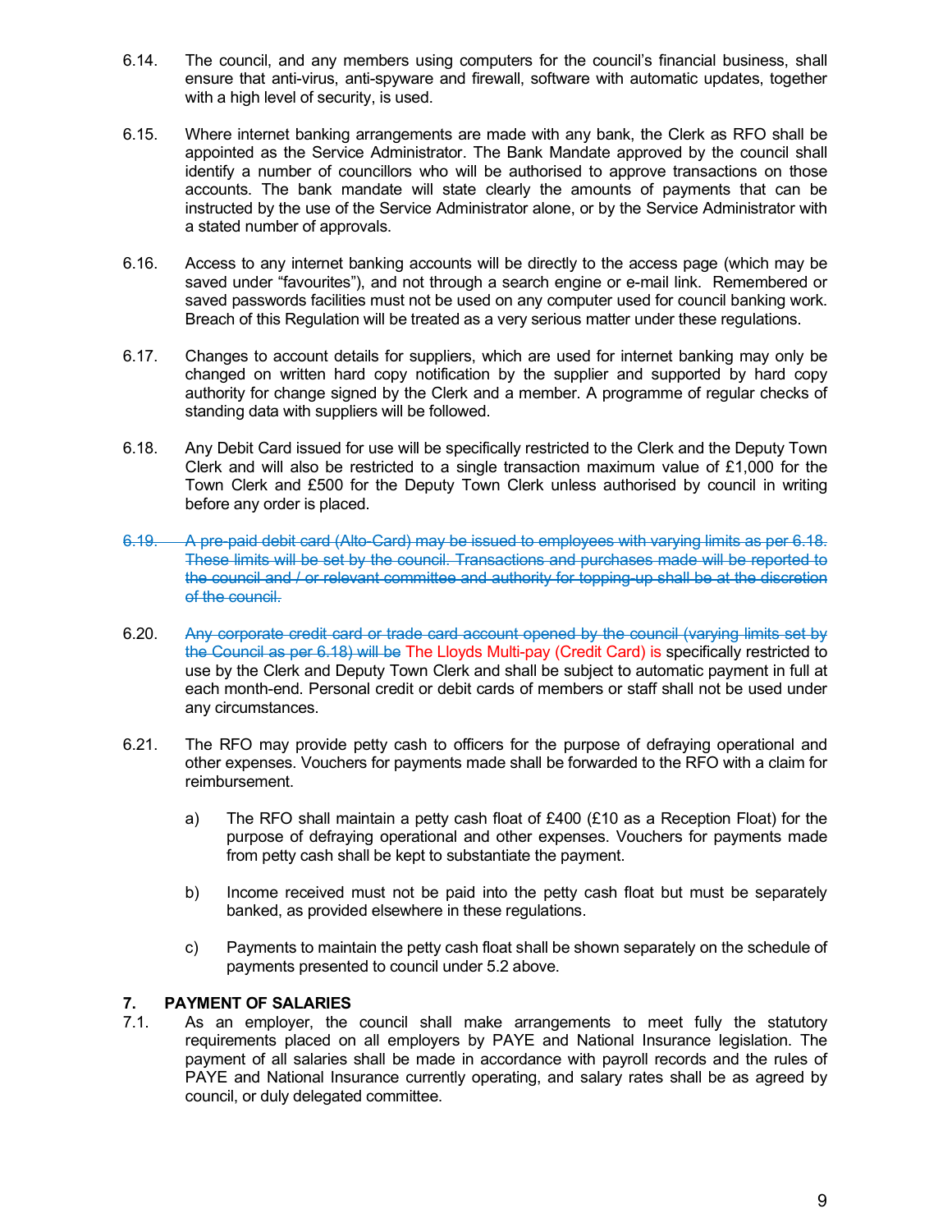6.14. The council, and any members using computers for the council's financial business, shall ensure that anti-virus, anti-spyware and firewall, software with automatic updates, together with a high level of security, is used.

6.15. Where internet banking arrangements are made with any bank, the Clerk as RFO shall be appointed as the Service Administrator. The Bank Mandate approved by the council shall identify a number of councillors who will be authorised to approve transactions on those accounts. The bank mandate will state clearly the amounts of payments that can be instructed by the use of the Service Administrator alone, or by the Service Administrator with a stated number of approvals.

6.16. Access to any internet banking accounts will be directly to the access page (which may be saved under "favourites"), and not through a search engine or e-mail link. Remembered or saved passwords facilities must not be used on any computer used for council banking work. Breach of this Regulation will be treated as a very serious matter under these regulations.

6.17. Changes to account details for suppliers, which are used for internet banking may only be changed on written hard copy notification by the supplier and supported by hard copy authority for change signed by the Clerk and a member. A programme of regular checks of standing data with suppliers will be followed.

6.18. Any Debit Card issued for use will be specifically restricted to the Clerk and the Deputy Town Clerk and will also be restricted to a single transaction maximum value of £1,000 for the Town Clerk and £500 for the Deputy Town Clerk unless authorised by council in writing before any order is placed.

~~6.19. A pre-paid debit card (Alto-Card) may be issued to employees with varying limits as per 6.18. These limits will be set by the council. Transactions and purchases made will be reported to the council and / or relevant committee and authority for topping-up shall be at the discretion of the council.~~

6.20. ~~Any corporate credit card or trade card account opened by the council (varying limits set by the Council as per 6.18) will be~~ The Lloyds Multi-pay (Credit Card) is specifically restricted to use by the Clerk and Deputy Town Clerk and shall be subject to automatic payment in full at each month-end. Personal credit or debit cards of members or staff shall not be used under any circumstances.

6.21. The RFO may provide petty cash to officers for the purpose of defraying operational and other expenses. Vouchers for payments made shall be forwarded to the RFO with a claim for reimbursement.

a) The RFO shall maintain a petty cash float of £400 (£10 as a Reception Float) for the purpose of defraying operational and other expenses. Vouchers for payments made from petty cash shall be kept to substantiate the payment.

b) Income received must not be paid into the petty cash float but must be separately banked, as provided elsewhere in these regulations.

c) Payments to maintain the petty cash float shall be shown separately on the schedule of payments presented to council under 5.2 above.

## 7. PAYMENT OF SALARIES

7.1. As an employer, the council shall make arrangements to meet fully the statutory requirements placed on all employers by PAYE and National Insurance legislation. The payment of all salaries shall be made in accordance with payroll records and the rules of PAYE and National Insurance currently operating, and salary rates shall be as agreed by council, or duly delegated committee.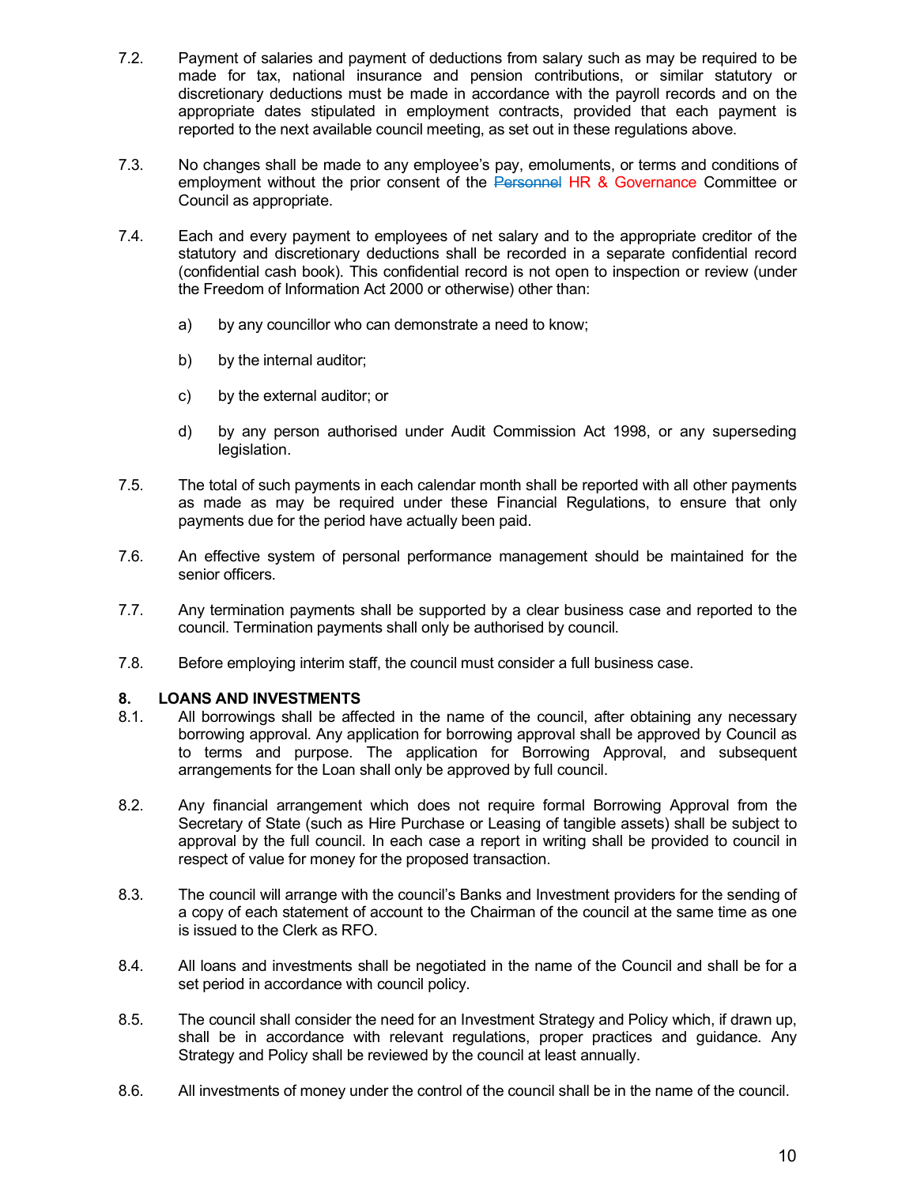7.2. Payment of salaries and payment of deductions from salary such as may be required to be made for tax, national insurance and pension contributions, or similar statutory or discretionary deductions must be made in accordance with the payroll records and on the appropriate dates stipulated in employment contracts, provided that each payment is reported to the next available council meeting, as set out in these regulations above.

7.3. No changes shall be made to any employee's pay, emoluments, or terms and conditions of employment without the prior consent of the ~~Personnel~~ HR & Governance Committee or Council as appropriate.

7.4. Each and every payment to employees of net salary and to the appropriate creditor of the statutory and discretionary deductions shall be recorded in a separate confidential record (confidential cash book). This confidential record is not open to inspection or review (under the Freedom of Information Act 2000 or otherwise) other than:

a) by any councillor who can demonstrate a need to know;

b) by the internal auditor;

c) by the external auditor; or

d) by any person authorised under Audit Commission Act 1998, or any superseding legislation.

7.5. The total of such payments in each calendar month shall be reported with all other payments as made as may be required under these Financial Regulations, to ensure that only payments due for the period have actually been paid.

7.6. An effective system of personal performance management should be maintained for the senior officers.

7.7. Any termination payments shall be supported by a clear business case and reported to the council. Termination payments shall only be authorised by council.

7.8. Before employing interim staff, the council must consider a full business case.

## 8. LOANS AND INVESTMENTS

8.1. All borrowings shall be affected in the name of the council, after obtaining any necessary borrowing approval. Any application for borrowing approval shall be approved by Council as to terms and purpose. The application for Borrowing Approval, and subsequent arrangements for the Loan shall only be approved by full council.

8.2. Any financial arrangement which does not require formal Borrowing Approval from the Secretary of State (such as Hire Purchase or Leasing of tangible assets) shall be subject to approval by the full council. In each case a report in writing shall be provided to council in respect of value for money for the proposed transaction.

8.3. The council will arrange with the council's Banks and Investment providers for the sending of a copy of each statement of account to the Chairman of the council at the same time as one is issued to the Clerk as RFO.

8.4. All loans and investments shall be negotiated in the name of the Council and shall be for a set period in accordance with council policy.

8.5. The council shall consider the need for an Investment Strategy and Policy which, if drawn up, shall be in accordance with relevant regulations, proper practices and guidance. Any Strategy and Policy shall be reviewed by the council at least annually.

8.6. All investments of money under the control of the council shall be in the name of the council.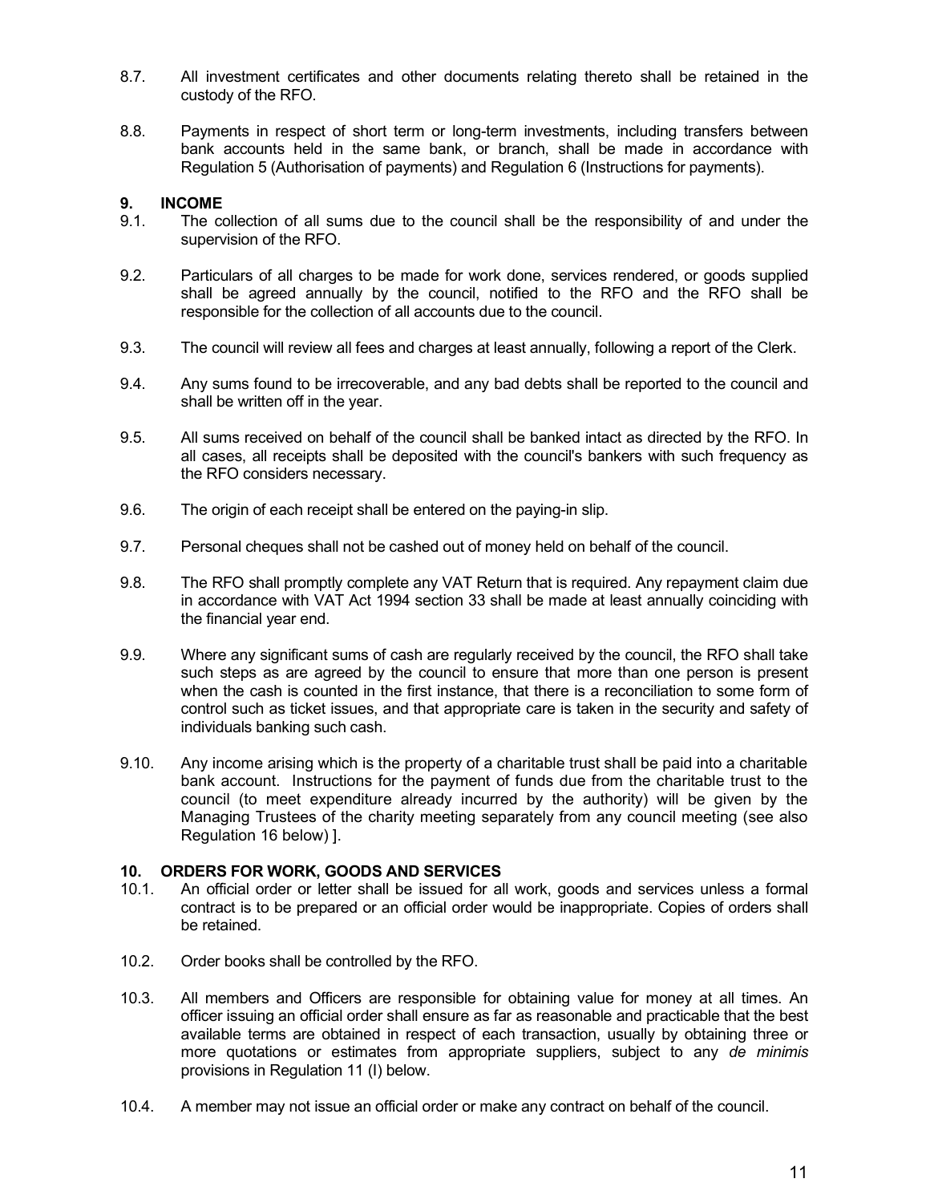8.7. All investment certificates and other documents relating thereto shall be retained in the custody of the RFO.

8.8. Payments in respect of short term or long-term investments, including transfers between bank accounts held in the same bank, or branch, shall be made in accordance with Regulation 5 (Authorisation of payments) and Regulation 6 (Instructions for payments).

## 9. INCOME

9.1. The collection of all sums due to the council shall be the responsibility of and under the supervision of the RFO.

9.2. Particulars of all charges to be made for work done, services rendered, or goods supplied shall be agreed annually by the council, notified to the RFO and the RFO shall be responsible for the collection of all accounts due to the council.

9.3. The council will review all fees and charges at least annually, following a report of the Clerk.

9.4. Any sums found to be irrecoverable, and any bad debts shall be reported to the council and shall be written off in the year.

9.5. All sums received on behalf of the council shall be banked intact as directed by the RFO. In all cases, all receipts shall be deposited with the council's bankers with such frequency as the RFO considers necessary.

9.6. The origin of each receipt shall be entered on the paying-in slip.

9.7. Personal cheques shall not be cashed out of money held on behalf of the council.

9.8. The RFO shall promptly complete any VAT Return that is required. Any repayment claim due in accordance with VAT Act 1994 section 33 shall be made at least annually coinciding with the financial year end.

9.9. Where any significant sums of cash are regularly received by the council, the RFO shall take such steps as are agreed by the council to ensure that more than one person is present when the cash is counted in the first instance, that there is a reconciliation to some form of control such as ticket issues, and that appropriate care is taken in the security and safety of individuals banking such cash.

9.10. Any income arising which is the property of a charitable trust shall be paid into a charitable bank account. Instructions for the payment of funds due from the charitable trust to the council (to meet expenditure already incurred by the authority) will be given by the Managing Trustees of the charity meeting separately from any council meeting (see also Regulation 16 below) ].

## 10. ORDERS FOR WORK, GOODS AND SERVICES

10.1. An official order or letter shall be issued for all work, goods and services unless a formal contract is to be prepared or an official order would be inappropriate. Copies of orders shall be retained.

10.2. Order books shall be controlled by the RFO.

10.3. All members and Officers are responsible for obtaining value for money at all times. An officer issuing an official order shall ensure as far as reasonable and practicable that the best available terms are obtained in respect of each transaction, usually by obtaining three or more quotations or estimates from appropriate suppliers, subject to any *de minimis* provisions in Regulation 11 (I) below.

10.4. A member may not issue an official order or make any contract on behalf of the council.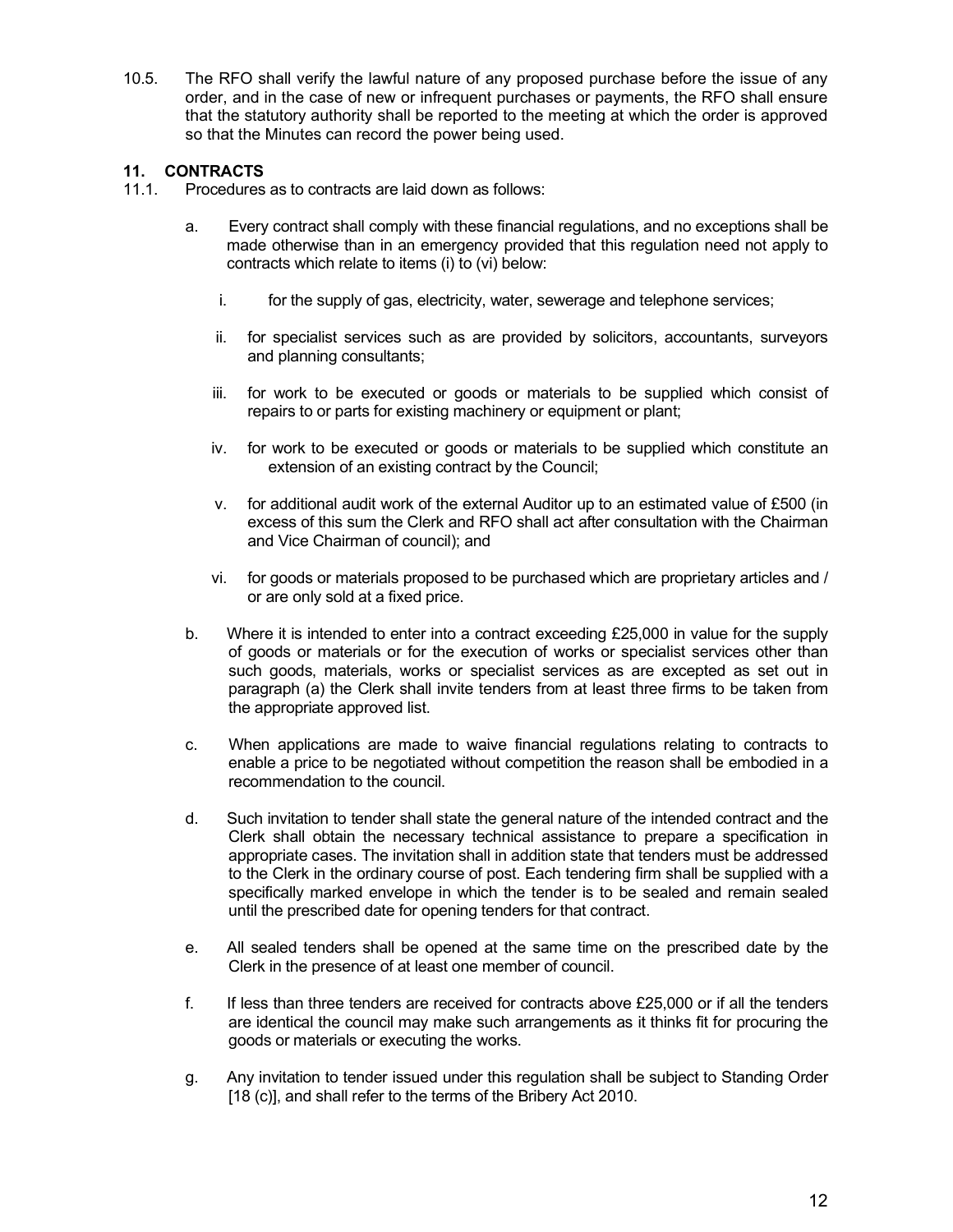10.5. The RFO shall verify the lawful nature of any proposed purchase before the issue of any order, and in the case of new or infrequent purchases or payments, the RFO shall ensure that the statutory authority shall be reported to the meeting at which the order is approved so that the Minutes can record the power being used.

## 11. CONTRACTS

11.1. Procedures as to contracts are laid down as follows:

a. Every contract shall comply with these financial regulations, and no exceptions shall be made otherwise than in an emergency provided that this regulation need not apply to contracts which relate to items (i) to (vi) below:

   i. for the supply of gas, electricity, water, sewerage and telephone services;

   ii. for specialist services such as are provided by solicitors, accountants, surveyors and planning consultants;

   iii. for work to be executed or goods or materials to be supplied which consist of repairs to or parts for existing machinery or equipment or plant;

   iv. for work to be executed or goods or materials to be supplied which constitute an extension of an existing contract by the Council;

   v. for additional audit work of the external Auditor up to an estimated value of £500 (in excess of this sum the Clerk and RFO shall act after consultation with the Chairman and Vice Chairman of council); and

   vi. for goods or materials proposed to be purchased which are proprietary articles and / or are only sold at a fixed price.

b. Where it is intended to enter into a contract exceeding £25,000 in value for the supply of goods or materials or for the execution of works or specialist services other than such goods, materials, works or specialist services as are excepted as set out in paragraph (a) the Clerk shall invite tenders from at least three firms to be taken from the appropriate approved list.

c. When applications are made to waive financial regulations relating to contracts to enable a price to be negotiated without competition the reason shall be embodied in a recommendation to the council.

d. Such invitation to tender shall state the general nature of the intended contract and the Clerk shall obtain the necessary technical assistance to prepare a specification in appropriate cases. The invitation shall in addition state that tenders must be addressed to the Clerk in the ordinary course of post. Each tendering firm shall be supplied with a specifically marked envelope in which the tender is to be sealed and remain sealed until the prescribed date for opening tenders for that contract.

e. All sealed tenders shall be opened at the same time on the prescribed date by the Clerk in the presence of at least one member of council.

f. If less than three tenders are received for contracts above £25,000 or if all the tenders are identical the council may make such arrangements as it thinks fit for procuring the goods or materials or executing the works.

g. Any invitation to tender issued under this regulation shall be subject to Standing Order [18 (c)], and shall refer to the terms of the Bribery Act 2010.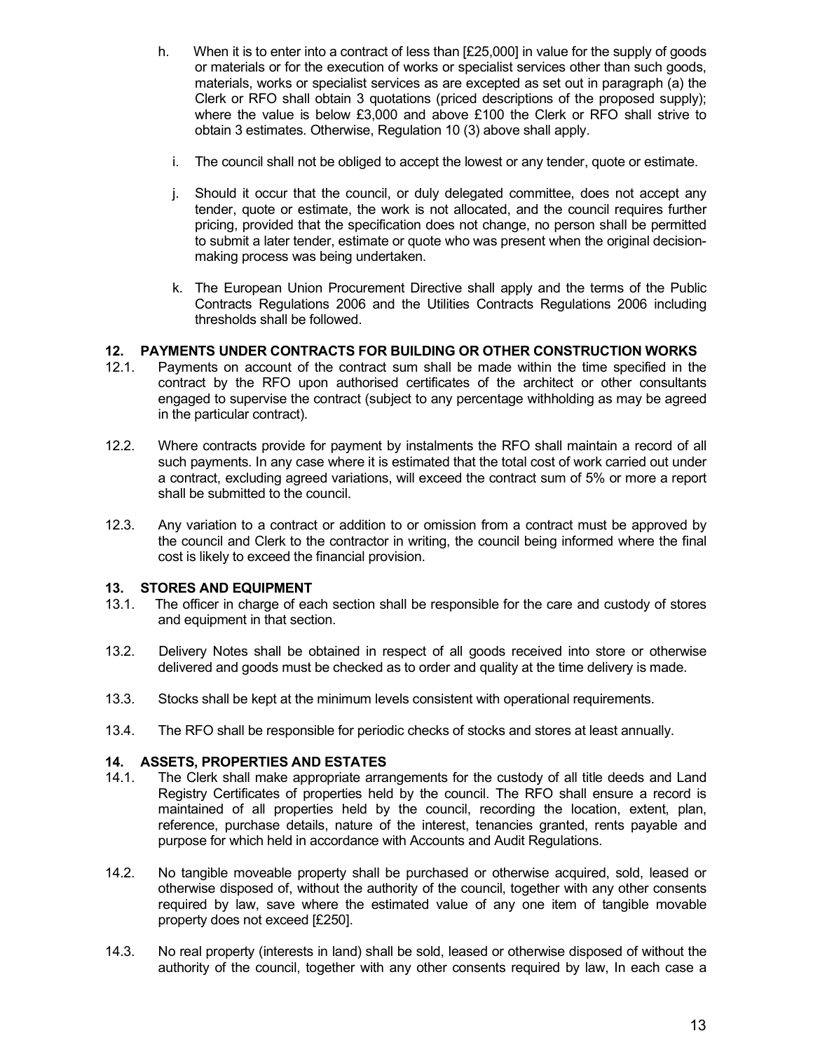h. When it is to enter into a contract of less than [£25,000] in value for the supply of goods or materials or for the execution of works or specialist services other than such goods, materials, works or specialist services as are excepted as set out in paragraph (a) the Clerk or RFO shall obtain 3 quotations (priced descriptions of the proposed supply); where the value is below £3,000 and above £100 the Clerk or RFO shall strive to obtain 3 estimates. Otherwise, Regulation 10 (3) above shall apply.

i. The council shall not be obliged to accept the lowest or any tender, quote or estimate.

j. Should it occur that the council, or duly delegated committee, does not accept any tender, quote or estimate, the work is not allocated, and the council requires further pricing, provided that the specification does not change, no person shall be permitted to submit a later tender, estimate or quote who was present when the original decision-making process was being undertaken.

k. The European Union Procurement Directive shall apply and the terms of the Public Contracts Regulations 2006 and the Utilities Contracts Regulations 2006 including thresholds shall be followed.

## 12. PAYMENTS UNDER CONTRACTS FOR BUILDING OR OTHER CONSTRUCTION WORKS

12.1. Payments on account of the contract sum shall be made within the time specified in the contract by the RFO upon authorised certificates of the architect or other consultants engaged to supervise the contract (subject to any percentage withholding as may be agreed in the particular contract).

12.2. Where contracts provide for payment by instalments the RFO shall maintain a record of all such payments. In any case where it is estimated that the total cost of work carried out under a contract, excluding agreed variations, will exceed the contract sum of 5% or more a report shall be submitted to the council.

12.3. Any variation to a contract or addition to or omission from a contract must be approved by the council and Clerk to the contractor in writing, the council being informed where the final cost is likely to exceed the financial provision.

## 13. STORES AND EQUIPMENT

13.1. The officer in charge of each section shall be responsible for the care and custody of stores and equipment in that section.

13.2. Delivery Notes shall be obtained in respect of all goods received into store or otherwise delivered and goods must be checked as to order and quality at the time delivery is made.

13.3. Stocks shall be kept at the minimum levels consistent with operational requirements.

13.4. The RFO shall be responsible for periodic checks of stocks and stores at least annually.

## 14. ASSETS, PROPERTIES AND ESTATES

14.1. The Clerk shall make appropriate arrangements for the custody of all title deeds and Land Registry Certificates of properties held by the council. The RFO shall ensure a record is maintained of all properties held by the council, recording the location, extent, plan, reference, purchase details, nature of the interest, tenancies granted, rents payable and purpose for which held in accordance with Accounts and Audit Regulations.

14.2. No tangible moveable property shall be purchased or otherwise acquired, sold, leased or otherwise disposed of, without the authority of the council, together with any other consents required by law, save where the estimated value of any one item of tangible movable property does not exceed [£250].

14.3. No real property (interests in land) shall be sold, leased or otherwise disposed of without the authority of the council, together with any other consents required by law, In each case a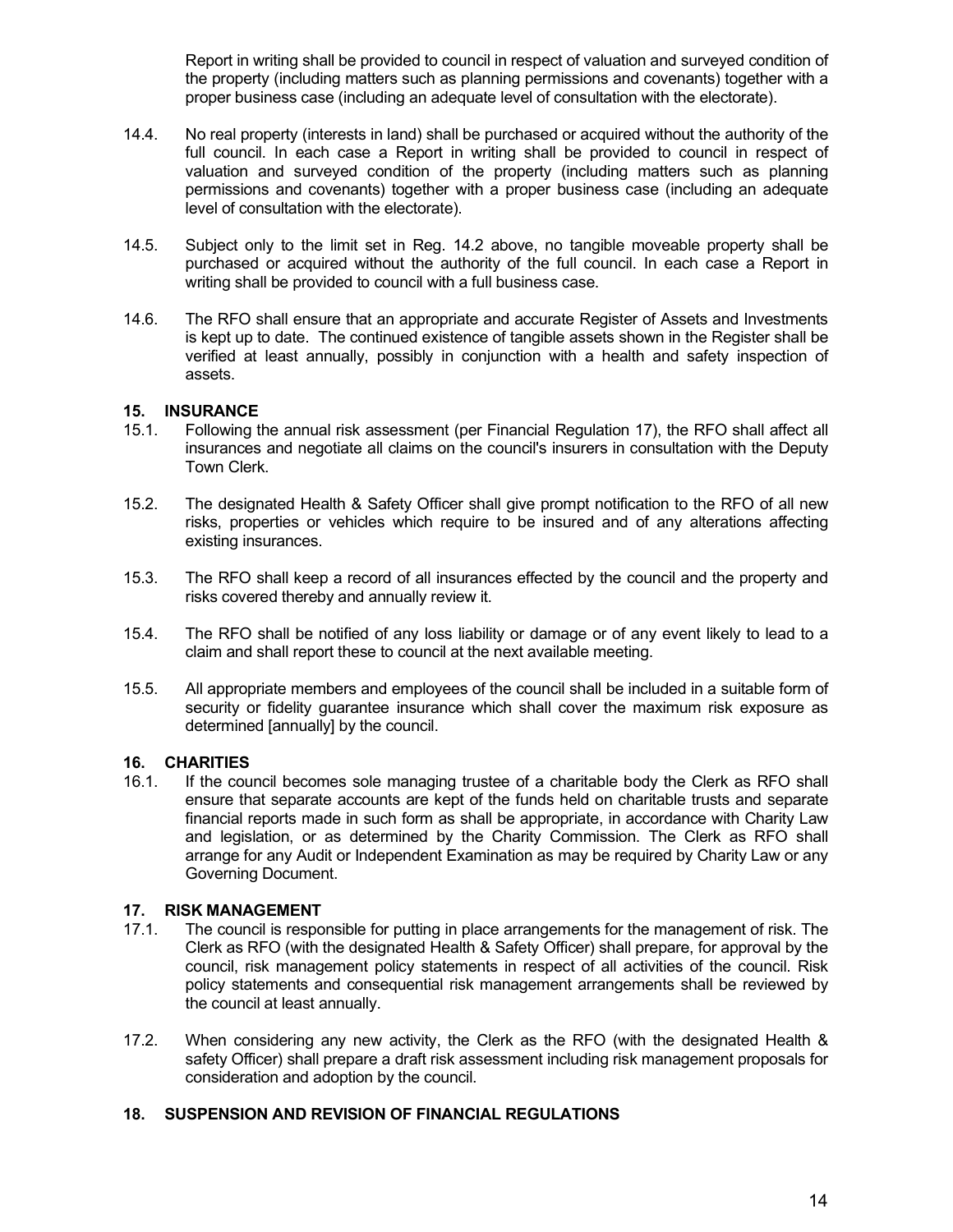Report in writing shall be provided to council in respect of valuation and surveyed condition of the property (including matters such as planning permissions and covenants) together with a proper business case (including an adequate level of consultation with the electorate).

14.4. No real property (interests in land) shall be purchased or acquired without the authority of the full council. In each case a Report in writing shall be provided to council in respect of valuation and surveyed condition of the property (including matters such as planning permissions and covenants) together with a proper business case (including an adequate level of consultation with the electorate).

14.5. Subject only to the limit set in Reg. 14.2 above, no tangible moveable property shall be purchased or acquired without the authority of the full council. In each case a Report in writing shall be provided to council with a full business case.

14.6. The RFO shall ensure that an appropriate and accurate Register of Assets and Investments is kept up to date. The continued existence of tangible assets shown in the Register shall be verified at least annually, possibly in conjunction with a health and safety inspection of assets.

## 15. INSURANCE

15.1. Following the annual risk assessment (per Financial Regulation 17), the RFO shall affect all insurances and negotiate all claims on the council's insurers in consultation with the Deputy Town Clerk.

15.2. The designated Health & Safety Officer shall give prompt notification to the RFO of all new risks, properties or vehicles which require to be insured and of any alterations affecting existing insurances.

15.3. The RFO shall keep a record of all insurances effected by the council and the property and risks covered thereby and annually review it.

15.4. The RFO shall be notified of any loss liability or damage or of any event likely to lead to a claim and shall report these to council at the next available meeting.

15.5. All appropriate members and employees of the council shall be included in a suitable form of security or fidelity guarantee insurance which shall cover the maximum risk exposure as determined [annually] by the council.

## 16. CHARITIES

16.1. If the council becomes sole managing trustee of a charitable body the Clerk as RFO shall ensure that separate accounts are kept of the funds held on charitable trusts and separate financial reports made in such form as shall be appropriate, in accordance with Charity Law and legislation, or as determined by the Charity Commission. The Clerk as RFO shall arrange for any Audit or Independent Examination as may be required by Charity Law or any Governing Document.

## 17. RISK MANAGEMENT

17.1. The council is responsible for putting in place arrangements for the management of risk. The Clerk as RFO (with the designated Health & Safety Officer) shall prepare, for approval by the council, risk management policy statements in respect of all activities of the council. Risk policy statements and consequential risk management arrangements shall be reviewed by the council at least annually.

17.2. When considering any new activity, the Clerk as the RFO (with the designated Health & safety Officer) shall prepare a draft risk assessment including risk management proposals for consideration and adoption by the council.

## 18. SUSPENSION AND REVISION OF FINANCIAL REGULATIONS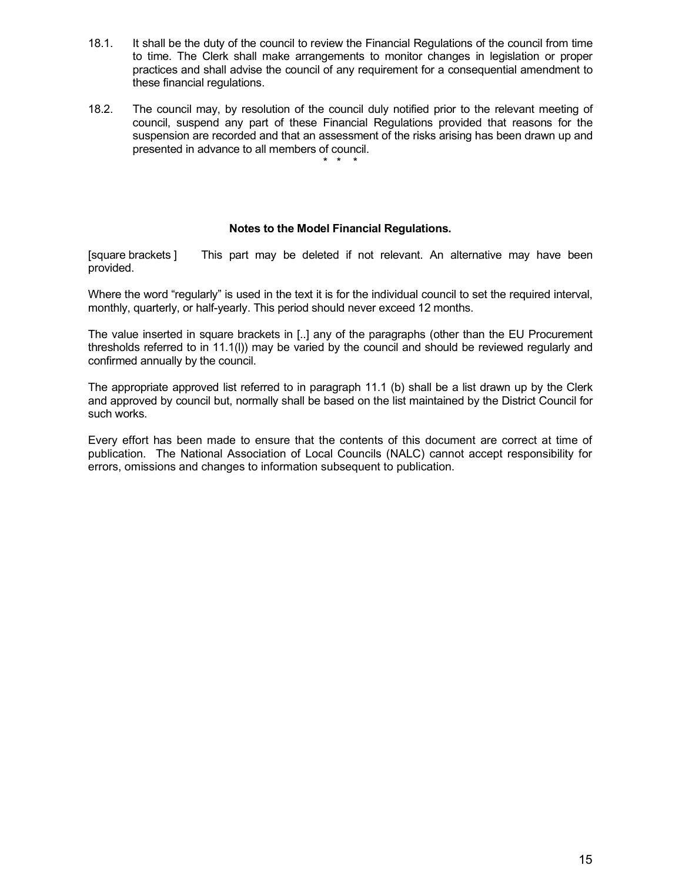18.1. It shall be the duty of the council to review the Financial Regulations of the council from time to time. The Clerk shall make arrangements to monitor changes in legislation or proper practices and shall advise the council of any requirement for a consequential amendment to these financial regulations.

18.2. The council may, by resolution of the council duly notified prior to the relevant meeting of council, suspend any part of these Financial Regulations provided that reasons for the suspension are recorded and that an assessment of the risks arising has been drawn up and presented in advance to all members of council.

\* \* \*

**Notes to the Model Financial Regulations.**

[square brackets ] This part may be deleted if not relevant. An alternative may have been provided.

Where the word “regularly” is used in the text it is for the individual council to set the required interval, monthly, quarterly, or half-yearly. This period should never exceed 12 months.

The value inserted in square brackets in [..] any of the paragraphs (other than the EU Procurement thresholds referred to in 11.1(l)) may be varied by the council and should be reviewed regularly and confirmed annually by the council.

The appropriate approved list referred to in paragraph 11.1 (b) shall be a list drawn up by the Clerk and approved by council but, normally shall be based on the list maintained by the District Council for such works.

Every effort has been made to ensure that the contents of this document are correct at time of publication. The National Association of Local Councils (NALC) cannot accept responsibility for errors, omissions and changes to information subsequent to publication.